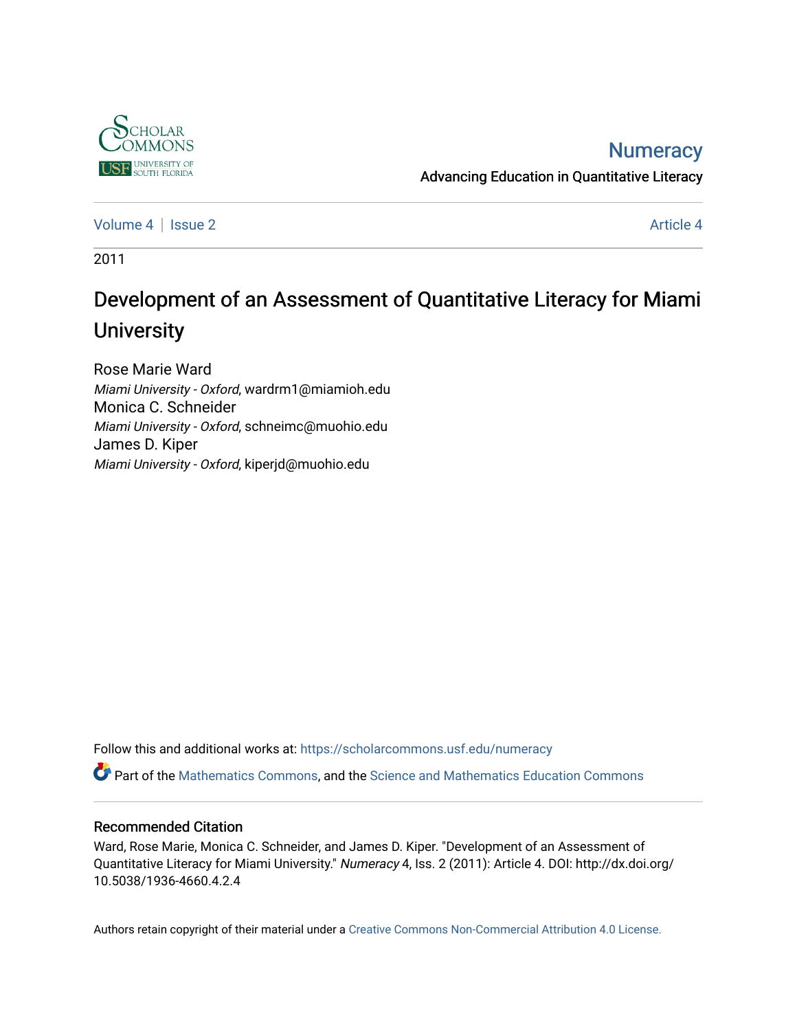Scholar Commons
University of South Florida

# Numeracy

Advancing Education in Quantitative Literacy

Volume 4 | Issue 2 | Article 4

2011

# Development of an Assessment of Quantitative Literacy for Miami University

Rose Marie Ward
*Miami University - Oxford*, wardrm1@miamioh.edu

Monica C. Schneider
*Miami University - Oxford*, schneimc@muohio.edu

James D. Kiper
*Miami University - Oxford*, kiperjd@muohio.edu

Follow this and additional works at: https://scholarcommons.usf.edu/numeracy

Part of the Mathematics Commons, and the Science and Mathematics Education Commons

## Recommended Citation

Ward, Rose Marie, Monica C. Schneider, and James D. Kiper. "Development of an Assessment of Quantitative Literacy for Miami University." *Numeracy* 4, Iss. 2 (2011): Article 4. DOI: http://dx.doi.org/10.5038/1936-4660.4.2.4

Authors retain copyright of their material under a Creative Commons Non-Commercial Attribution 4.0 License.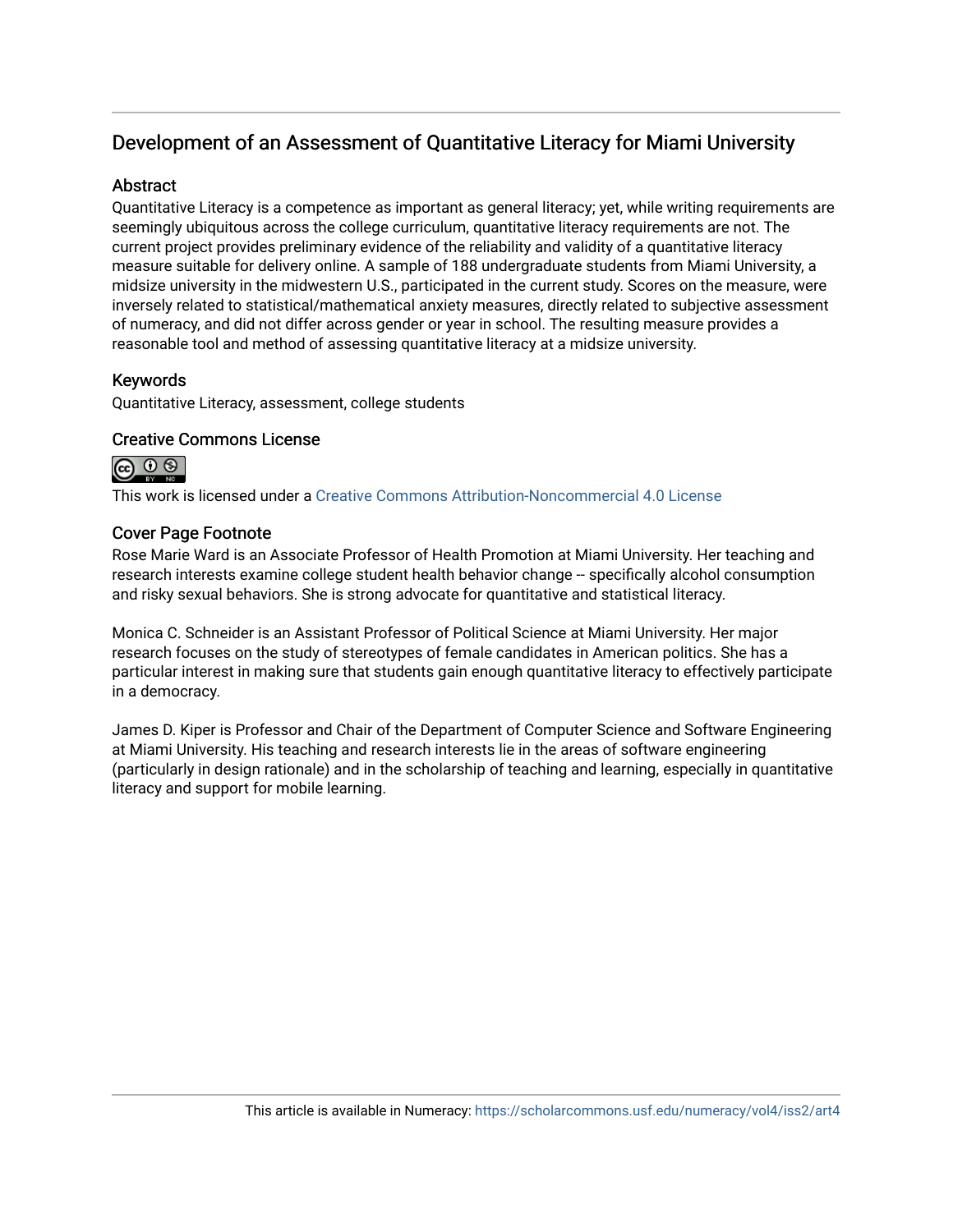# Development of an Assessment of Quantitative Literacy for Miami University

## Abstract

Quantitative Literacy is a competence as important as general literacy; yet, while writing requirements are seemingly ubiquitous across the college curriculum, quantitative literacy requirements are not. The current project provides preliminary evidence of the reliability and validity of a quantitative literacy measure suitable for delivery online. A sample of 188 undergraduate students from Miami University, a midsize university in the midwestern U.S., participated in the current study. Scores on the measure, were inversely related to statistical/mathematical anxiety measures, directly related to subjective assessment of numeracy, and did not differ across gender or year in school. The resulting measure provides a reasonable tool and method of assessing quantitative literacy at a midsize university.

## Keywords

Quantitative Literacy, assessment, college students

## Creative Commons License

This work is licensed under a Creative Commons Attribution-Noncommercial 4.0 License

## Cover Page Footnote

Rose Marie Ward is an Associate Professor of Health Promotion at Miami University. Her teaching and research interests examine college student health behavior change -- specifically alcohol consumption and risky sexual behaviors. She is strong advocate for quantitative and statistical literacy.

Monica C. Schneider is an Assistant Professor of Political Science at Miami University. Her major research focuses on the study of stereotypes of female candidates in American politics. She has a particular interest in making sure that students gain enough quantitative literacy to effectively participate in a democracy.

James D. Kiper is Professor and Chair of the Department of Computer Science and Software Engineering at Miami University. His teaching and research interests lie in the areas of software engineering (particularly in design rationale) and in the scholarship of teaching and learning, especially in quantitative literacy and support for mobile learning.

This article is available in Numeracy: https://scholarcommons.usf.edu/numeracy/vol4/iss2/art4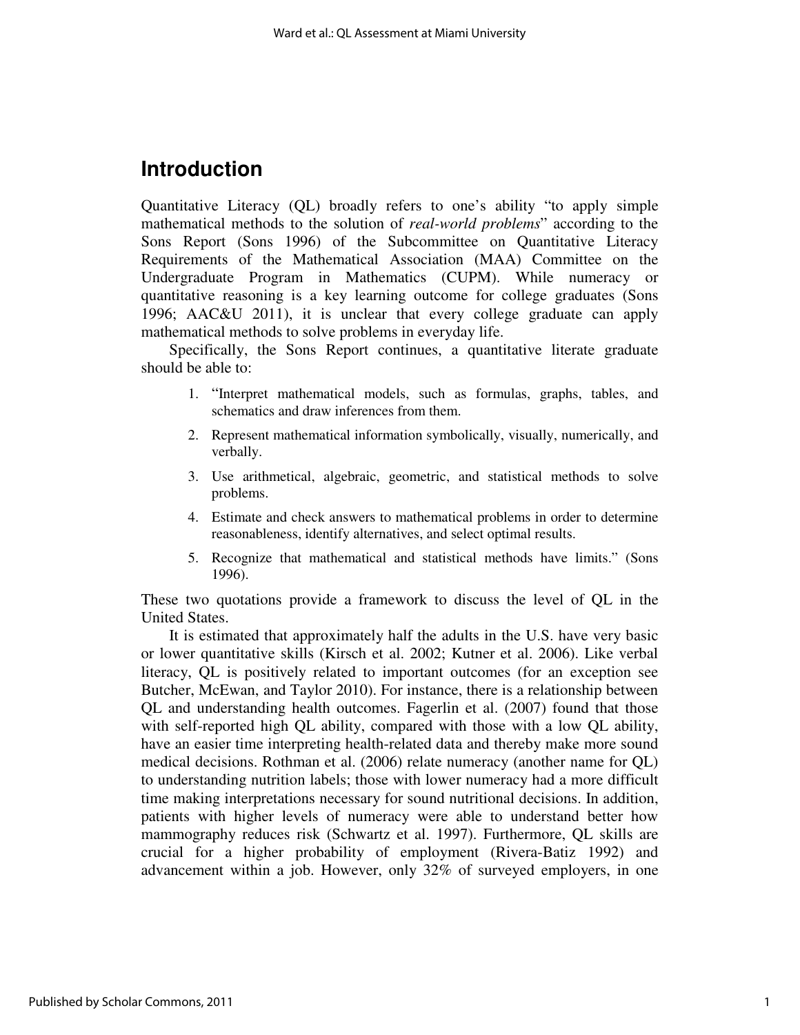# Introduction

Quantitative Literacy (QL) broadly refers to one's ability "to apply simple mathematical methods to the solution of *real-world problems*" according to the Sons Report (Sons 1996) of the Subcommittee on Quantitative Literacy Requirements of the Mathematical Association (MAA) Committee on the Undergraduate Program in Mathematics (CUPM). While numeracy or quantitative reasoning is a key learning outcome for college graduates (Sons 1996; AAC&U 2011), it is unclear that every college graduate can apply mathematical methods to solve problems in everyday life.

Specifically, the Sons Report continues, a quantitative literate graduate should be able to:

1. "Interpret mathematical models, such as formulas, graphs, tables, and schematics and draw inferences from them.
2. Represent mathematical information symbolically, visually, numerically, and verbally.
3. Use arithmetical, algebraic, geometric, and statistical methods to solve problems.
4. Estimate and check answers to mathematical problems in order to determine reasonableness, identify alternatives, and select optimal results.
5. Recognize that mathematical and statistical methods have limits." (Sons 1996).

These two quotations provide a framework to discuss the level of QL in the United States.

It is estimated that approximately half the adults in the U.S. have very basic or lower quantitative skills (Kirsch et al. 2002; Kutner et al. 2006). Like verbal literacy, QL is positively related to important outcomes (for an exception see Butcher, McEwan, and Taylor 2010). For instance, there is a relationship between QL and understanding health outcomes. Fagerlin et al. (2007) found that those with self-reported high QL ability, compared with those with a low QL ability, have an easier time interpreting health-related data and thereby make more sound medical decisions. Rothman et al. (2006) relate numeracy (another name for QL) to understanding nutrition labels; those with lower numeracy had a more difficult time making interpretations necessary for sound nutritional decisions. In addition, patients with higher levels of numeracy were able to understand better how mammography reduces risk (Schwartz et al. 1997). Furthermore, QL skills are crucial for a higher probability of employment (Rivera-Batiz 1992) and advancement within a job. However, only 32% of surveyed employers, in one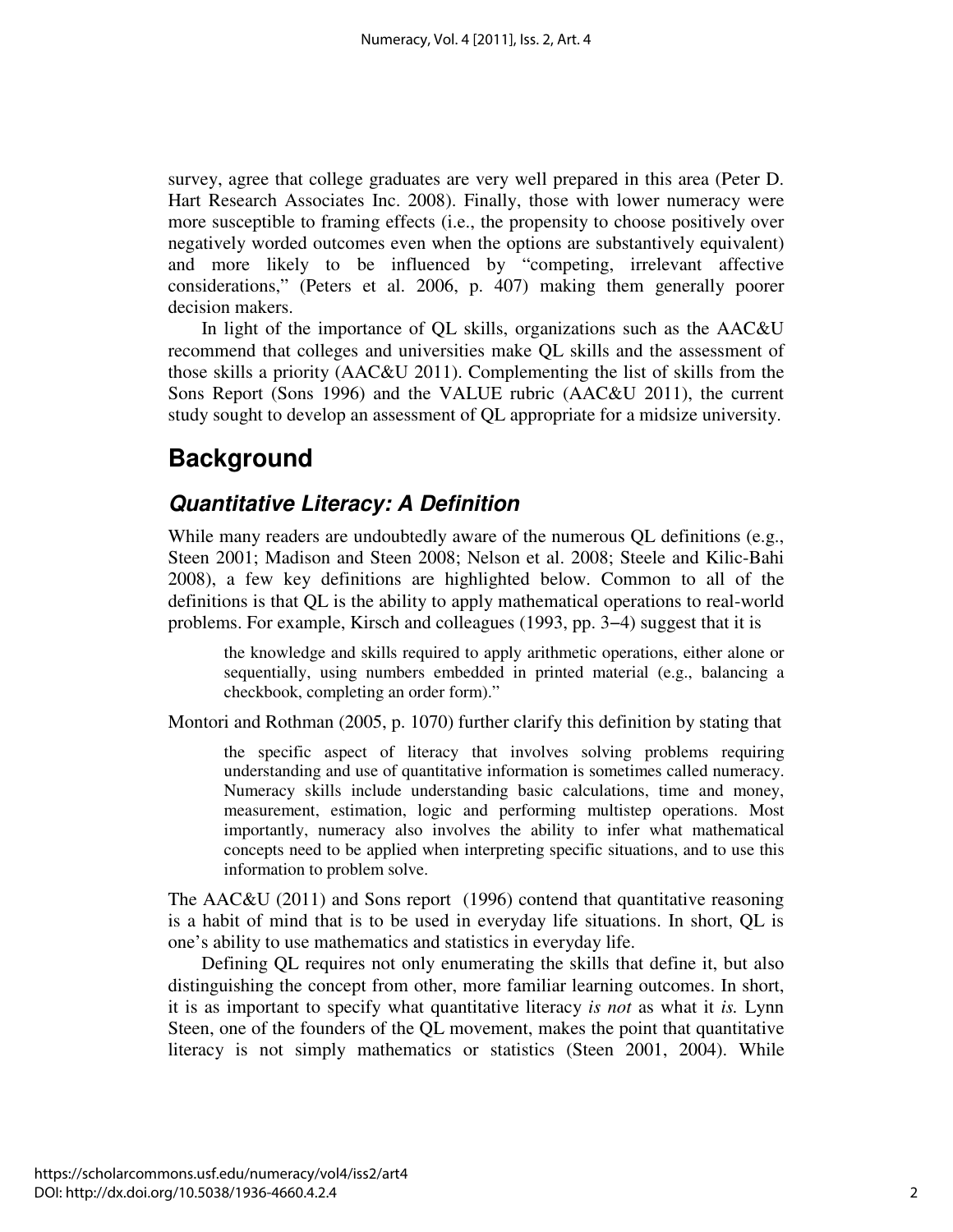survey, agree that college graduates are very well prepared in this area (Peter D. Hart Research Associates Inc. 2008). Finally, those with lower numeracy were more susceptible to framing effects (i.e., the propensity to choose positively over negatively worded outcomes even when the options are substantively equivalent) and more likely to be influenced by "competing, irrelevant affective considerations," (Peters et al. 2006, p. 407) making them generally poorer decision makers.

In light of the importance of QL skills, organizations such as the AAC&U recommend that colleges and universities make QL skills and the assessment of those skills a priority (AAC&U 2011). Complementing the list of skills from the Sons Report (Sons 1996) and the VALUE rubric (AAC&U 2011), the current study sought to develop an assessment of QL appropriate for a midsize university.

# Background

## *Quantitative Literacy: A Definition*

While many readers are undoubtedly aware of the numerous QL definitions (e.g., Steen 2001; Madison and Steen 2008; Nelson et al. 2008; Steele and Kilic-Bahi 2008), a few key definitions are highlighted below. Common to all of the definitions is that QL is the ability to apply mathematical operations to real-world problems. For example, Kirsch and colleagues (1993, pp. 3–4) suggest that it is

> the knowledge and skills required to apply arithmetic operations, either alone or sequentially, using numbers embedded in printed material (e.g., balancing a checkbook, completing an order form)."

Montori and Rothman (2005, p. 1070) further clarify this definition by stating that

> the specific aspect of literacy that involves solving problems requiring understanding and use of quantitative information is sometimes called numeracy. Numeracy skills include understanding basic calculations, time and money, measurement, estimation, logic and performing multistep operations. Most importantly, numeracy also involves the ability to infer what mathematical concepts need to be applied when interpreting specific situations, and to use this information to problem solve.

The AAC&U (2011) and Sons report (1996) contend that quantitative reasoning is a habit of mind that is to be used in everyday life situations. In short, QL is one's ability to use mathematics and statistics in everyday life.

Defining QL requires not only enumerating the skills that define it, but also distinguishing the concept from other, more familiar learning outcomes. In short, it is as important to specify what quantitative literacy *is not* as what it *is.* Lynn Steen, one of the founders of the QL movement, makes the point that quantitative literacy is not simply mathematics or statistics (Steen 2001, 2004). While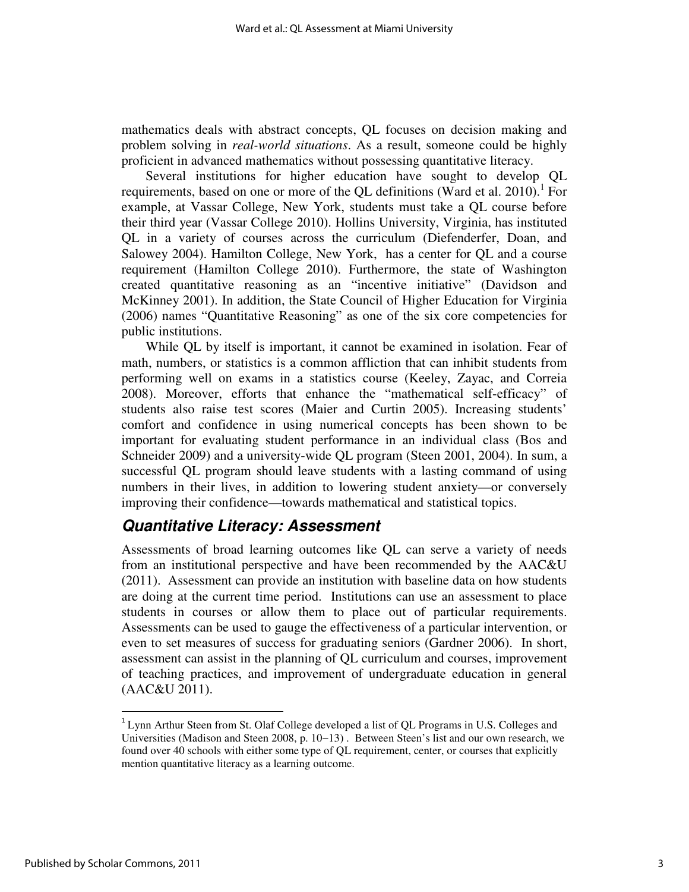mathematics deals with abstract concepts, QL focuses on decision making and problem solving in *real-world situations*. As a result, someone could be highly proficient in advanced mathematics without possessing quantitative literacy.

Several institutions for higher education have sought to develop QL requirements, based on one or more of the QL definitions (Ward et al. 2010).[1] For example, at Vassar College, New York, students must take a QL course before their third year (Vassar College 2010). Hollins University, Virginia, has instituted QL in a variety of courses across the curriculum (Diefenderfer, Doan, and Salowey 2004). Hamilton College, New York, has a center for QL and a course requirement (Hamilton College 2010). Furthermore, the state of Washington created quantitative reasoning as an "incentive initiative" (Davidson and McKinney 2001). In addition, the State Council of Higher Education for Virginia (2006) names "Quantitative Reasoning" as one of the six core competencies for public institutions.

While QL by itself is important, it cannot be examined in isolation. Fear of math, numbers, or statistics is a common affliction that can inhibit students from performing well on exams in a statistics course (Keeley, Zayac, and Correia 2008). Moreover, efforts that enhance the "mathematical self-efficacy" of students also raise test scores (Maier and Curtin 2005). Increasing students' comfort and confidence in using numerical concepts has been shown to be important for evaluating student performance in an individual class (Bos and Schneider 2009) and a university-wide QL program (Steen 2001, 2004). In sum, a successful QL program should leave students with a lasting command of using numbers in their lives, in addition to lowering student anxiety—or conversely improving their confidence—towards mathematical and statistical topics.

## *Quantitative Literacy: Assessment*

Assessments of broad learning outcomes like QL can serve a variety of needs from an institutional perspective and have been recommended by the AAC&U (2011). Assessment can provide an institution with baseline data on how students are doing at the current time period. Institutions can use an assessment to place students in courses or allow them to place out of particular requirements. Assessments can be used to gauge the effectiveness of a particular intervention, or even to set measures of success for graduating seniors (Gardner 2006). In short, assessment can assist in the planning of QL curriculum and courses, improvement of teaching practices, and improvement of undergraduate education in general (AAC&U 2011).

---

[1] Lynn Arthur Steen from St. Olaf College developed a list of QL Programs in U.S. Colleges and Universities (Madison and Steen 2008, p. 10–13) . Between Steen's list and our own research, we found over 40 schools with either some type of QL requirement, center, or courses that explicitly mention quantitative literacy as a learning outcome.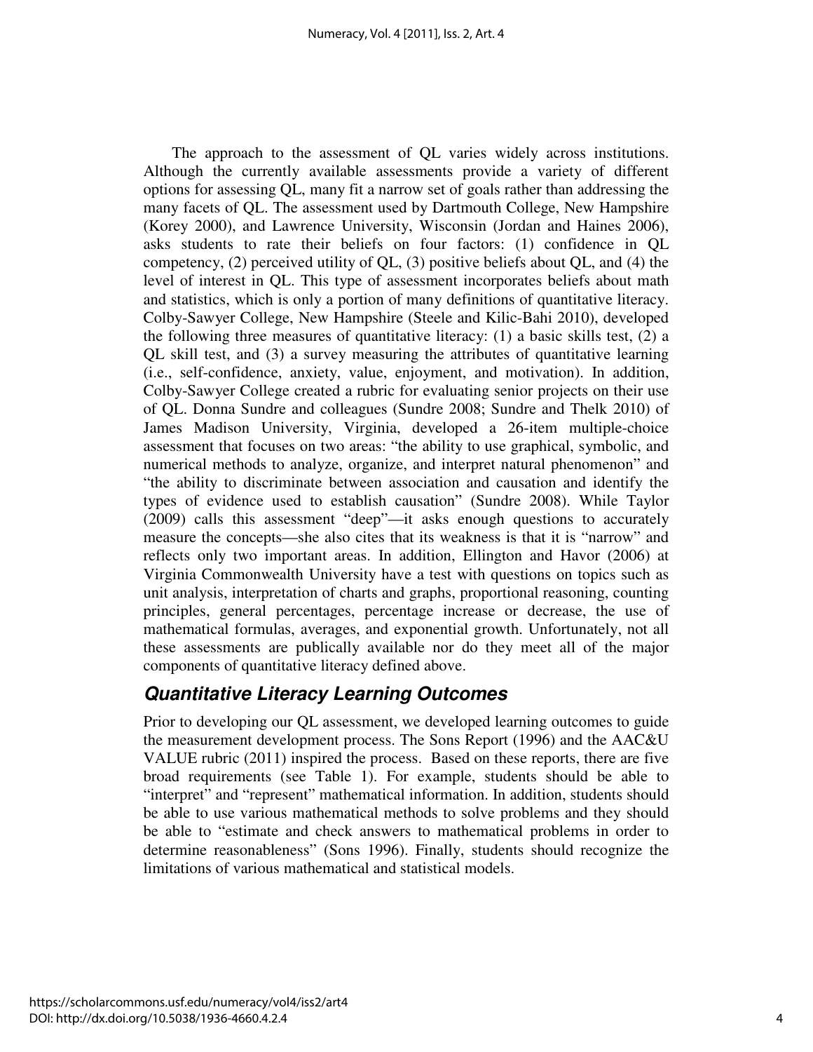The approach to the assessment of QL varies widely across institutions. Although the currently available assessments provide a variety of different options for assessing QL, many fit a narrow set of goals rather than addressing the many facets of QL. The assessment used by Dartmouth College, New Hampshire (Korey 2000), and Lawrence University, Wisconsin (Jordan and Haines 2006), asks students to rate their beliefs on four factors: (1) confidence in QL competency, (2) perceived utility of QL, (3) positive beliefs about QL, and (4) the level of interest in QL. This type of assessment incorporates beliefs about math and statistics, which is only a portion of many definitions of quantitative literacy. Colby-Sawyer College, New Hampshire (Steele and Kilic-Bahi 2010), developed the following three measures of quantitative literacy: (1) a basic skills test, (2) a QL skill test, and (3) a survey measuring the attributes of quantitative learning (i.e., self-confidence, anxiety, value, enjoyment, and motivation). In addition, Colby-Sawyer College created a rubric for evaluating senior projects on their use of QL. Donna Sundre and colleagues (Sundre 2008; Sundre and Thelk 2010) of James Madison University, Virginia, developed a 26-item multiple-choice assessment that focuses on two areas: "the ability to use graphical, symbolic, and numerical methods to analyze, organize, and interpret natural phenomenon" and "the ability to discriminate between association and causation and identify the types of evidence used to establish causation" (Sundre 2008). While Taylor (2009) calls this assessment "deep"—it asks enough questions to accurately measure the concepts—she also cites that its weakness is that it is "narrow" and reflects only two important areas. In addition, Ellington and Havor (2006) at Virginia Commonwealth University have a test with questions on topics such as unit analysis, interpretation of charts and graphs, proportional reasoning, counting principles, general percentages, percentage increase or decrease, the use of mathematical formulas, averages, and exponential growth. Unfortunately, not all these assessments are publically available nor do they meet all of the major components of quantitative literacy defined above.

## *Quantitative Literacy Learning Outcomes*

Prior to developing our QL assessment, we developed learning outcomes to guide the measurement development process. The Sons Report (1996) and the AAC&U VALUE rubric (2011) inspired the process. Based on these reports, there are five broad requirements (see Table 1). For example, students should be able to "interpret" and "represent" mathematical information. In addition, students should be able to use various mathematical methods to solve problems and they should be able to "estimate and check answers to mathematical problems in order to determine reasonableness" (Sons 1996). Finally, students should recognize the limitations of various mathematical and statistical models.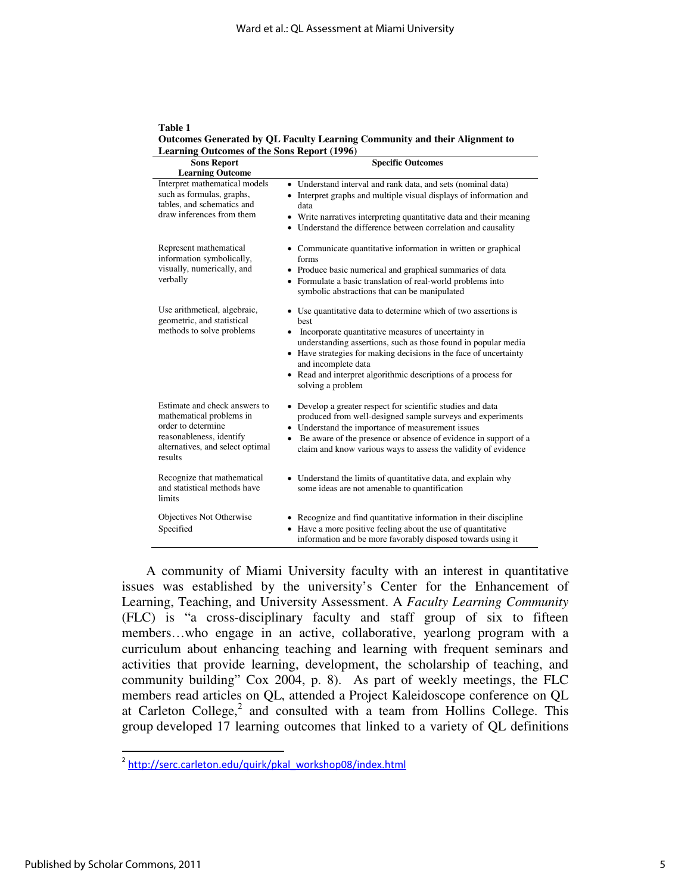**Table 1**
**Outcomes Generated by QL Faculty Learning Community and their Alignment to Learning Outcomes of the Sons Report (1996)**

| Sons Report Learning Outcome | Specific Outcomes |
|---|---|
| Interpret mathematical models such as formulas, graphs, tables, and schematics and draw inferences from them | • Understand interval and rank data, and sets (nominal data)<br>• Interpret graphs and multiple visual displays of information and data<br>• Write narratives interpreting quantitative data and their meaning<br>• Understand the difference between correlation and causality |
| Represent mathematical information symbolically, visually, numerically, and verbally | • Communicate quantitative information in written or graphical forms<br>• Produce basic numerical and graphical summaries of data<br>• Formulate a basic translation of real-world problems into symbolic abstractions that can be manipulated |
| Use arithmetical, algebraic, geometric, and statistical methods to solve problems | • Use quantitative data to determine which of two assertions is best<br>• Incorporate quantitative measures of uncertainty in understanding assertions, such as those found in popular media<br>• Have strategies for making decisions in the face of uncertainty and incomplete data<br>• Read and interpret algorithmic descriptions of a process for solving a problem |
| Estimate and check answers to mathematical problems in order to determine reasonableness, identify alternatives, and select optimal results | • Develop a greater respect for scientific studies and data produced from well-designed sample surveys and experiments<br>• Understand the importance of measurement issues<br>• Be aware of the presence or absence of evidence in support of a claim and know various ways to assess the validity of evidence |
| Recognize that mathematical and statistical methods have limits | • Understand the limits of quantitative data, and explain why some ideas are not amenable to quantification |
| Objectives Not Otherwise Specified | • Recognize and find quantitative information in their discipline<br>• Have a more positive feeling about the use of quantitative information and be more favorably disposed towards using it |

A community of Miami University faculty with an interest in quantitative issues was established by the university's Center for the Enhancement of Learning, Teaching, and University Assessment. A *Faculty Learning Community* (FLC) is "a cross-disciplinary faculty and staff group of six to fifteen members…who engage in an active, collaborative, yearlong program with a curriculum about enhancing teaching and learning with frequent seminars and activities that provide learning, development, the scholarship of teaching, and community building" Cox 2004, p. 8). As part of weekly meetings, the FLC members read articles on QL, attended a Project Kaleidoscope conference on QL at Carleton College,[2] and consulted with a team from Hollins College. This group developed 17 learning outcomes that linked to a variety of QL definitions

[2] http://serc.carleton.edu/quirk/pkal_workshop08/index.html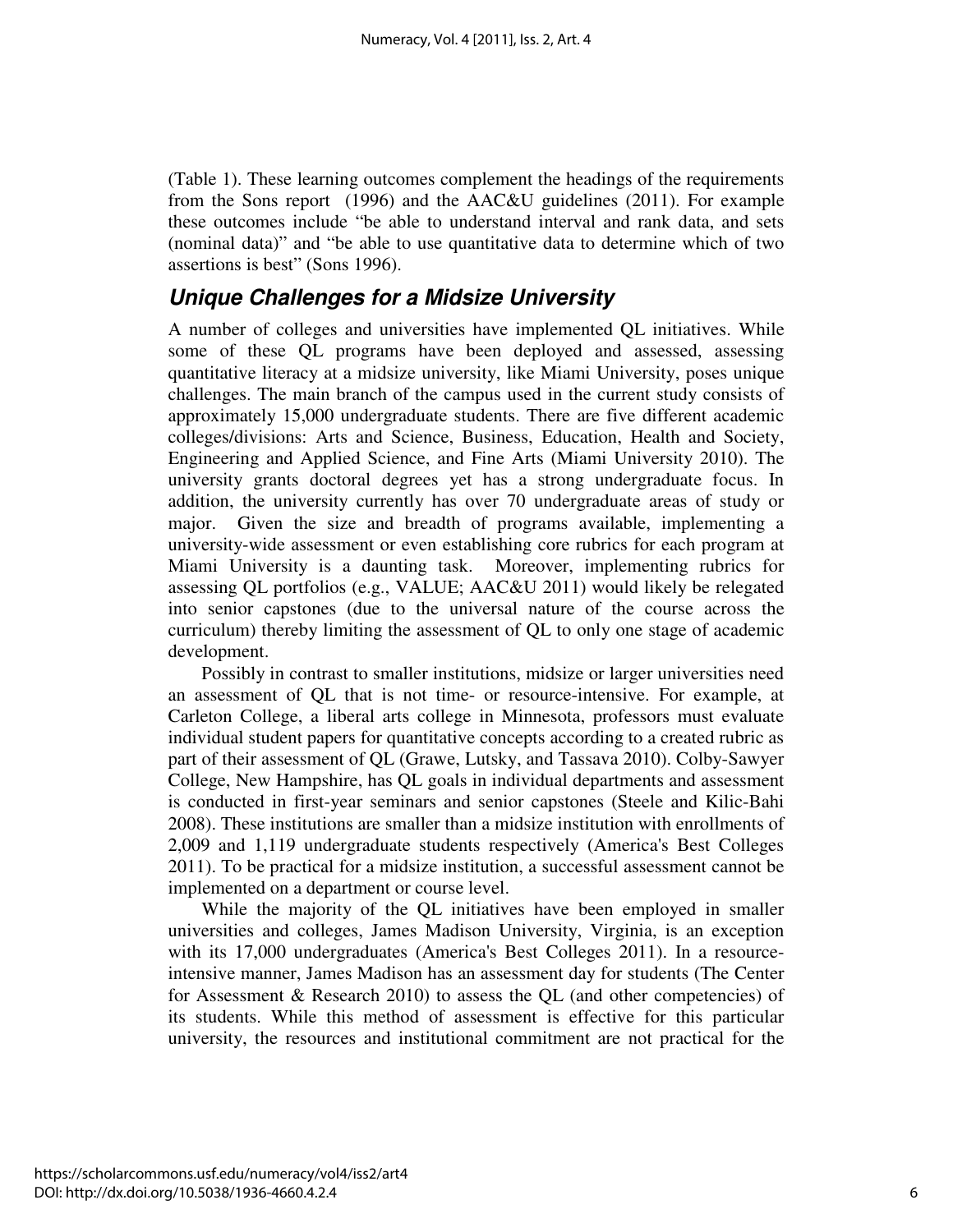(Table 1). These learning outcomes complement the headings of the requirements from the Sons report (1996) and the AAC&U guidelines (2011). For example these outcomes include "be able to understand interval and rank data, and sets (nominal data)" and "be able to use quantitative data to determine which of two assertions is best" (Sons 1996).

## *Unique Challenges for a Midsize University*

A number of colleges and universities have implemented QL initiatives. While some of these QL programs have been deployed and assessed, assessing quantitative literacy at a midsize university, like Miami University, poses unique challenges. The main branch of the campus used in the current study consists of approximately 15,000 undergraduate students. There are five different academic colleges/divisions: Arts and Science, Business, Education, Health and Society, Engineering and Applied Science, and Fine Arts (Miami University 2010). The university grants doctoral degrees yet has a strong undergraduate focus. In addition, the university currently has over 70 undergraduate areas of study or major. Given the size and breadth of programs available, implementing a university-wide assessment or even establishing core rubrics for each program at Miami University is a daunting task. Moreover, implementing rubrics for assessing QL portfolios (e.g., VALUE; AAC&U 2011) would likely be relegated into senior capstones (due to the universal nature of the course across the curriculum) thereby limiting the assessment of QL to only one stage of academic development.

Possibly in contrast to smaller institutions, midsize or larger universities need an assessment of QL that is not time- or resource-intensive. For example, at Carleton College, a liberal arts college in Minnesota, professors must evaluate individual student papers for quantitative concepts according to a created rubric as part of their assessment of QL (Grawe, Lutsky, and Tassava 2010). Colby-Sawyer College, New Hampshire, has QL goals in individual departments and assessment is conducted in first-year seminars and senior capstones (Steele and Kilic-Bahi 2008). These institutions are smaller than a midsize institution with enrollments of 2,009 and 1,119 undergraduate students respectively (America's Best Colleges 2011). To be practical for a midsize institution, a successful assessment cannot be implemented on a department or course level.

While the majority of the QL initiatives have been employed in smaller universities and colleges, James Madison University, Virginia, is an exception with its 17,000 undergraduates (America's Best Colleges 2011). In a resource-intensive manner, James Madison has an assessment day for students (The Center for Assessment & Research 2010) to assess the QL (and other competencies) of its students. While this method of assessment is effective for this particular university, the resources and institutional commitment are not practical for the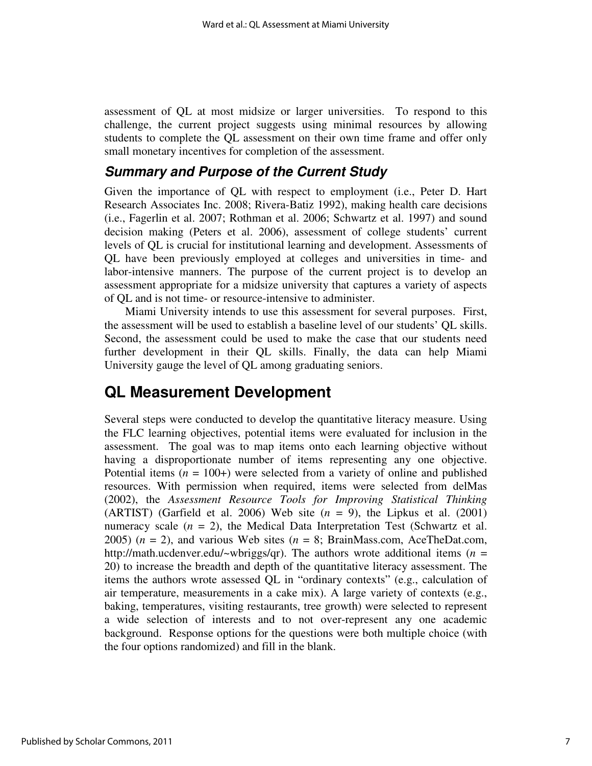assessment of QL at most midsize or larger universities. To respond to this challenge, the current project suggests using minimal resources by allowing students to complete the QL assessment on their own time frame and offer only small monetary incentives for completion of the assessment.

### *Summary and Purpose of the Current Study*

Given the importance of QL with respect to employment (i.e., Peter D. Hart Research Associates Inc. 2008; Rivera-Batiz 1992), making health care decisions (i.e., Fagerlin et al. 2007; Rothman et al. 2006; Schwartz et al. 1997) and sound decision making (Peters et al. 2006), assessment of college students' current levels of QL is crucial for institutional learning and development. Assessments of QL have been previously employed at colleges and universities in time- and labor-intensive manners. The purpose of the current project is to develop an assessment appropriate for a midsize university that captures a variety of aspects of QL and is not time- or resource-intensive to administer.

Miami University intends to use this assessment for several purposes. First, the assessment will be used to establish a baseline level of our students' QL skills. Second, the assessment could be used to make the case that our students need further development in their QL skills. Finally, the data can help Miami University gauge the level of QL among graduating seniors.

## QL Measurement Development

Several steps were conducted to develop the quantitative literacy measure. Using the FLC learning objectives, potential items were evaluated for inclusion in the assessment. The goal was to map items onto each learning objective without having a disproportionate number of items representing any one objective. Potential items ($n$ = 100+) were selected from a variety of online and published resources. With permission when required, items were selected from delMas (2002), the *Assessment Resource Tools for Improving Statistical Thinking* (ARTIST) (Garfield et al. 2006) Web site ($n$ = 9), the Lipkus et al. (2001) numeracy scale ($n$ = 2), the Medical Data Interpretation Test (Schwartz et al. 2005) ($n$ = 2), and various Web sites ($n$ = 8; BrainMass.com, AceTheDat.com, http://math.ucdenver.edu/~wbriggs/qr). The authors wrote additional items ($n$ = 20) to increase the breadth and depth of the quantitative literacy assessment. The items the authors wrote assessed QL in "ordinary contexts" (e.g., calculation of air temperature, measurements in a cake mix). A large variety of contexts (e.g., baking, temperatures, visiting restaurants, tree growth) were selected to represent a wide selection of interests and to not over-represent any one academic background. Response options for the questions were both multiple choice (with the four options randomized) and fill in the blank.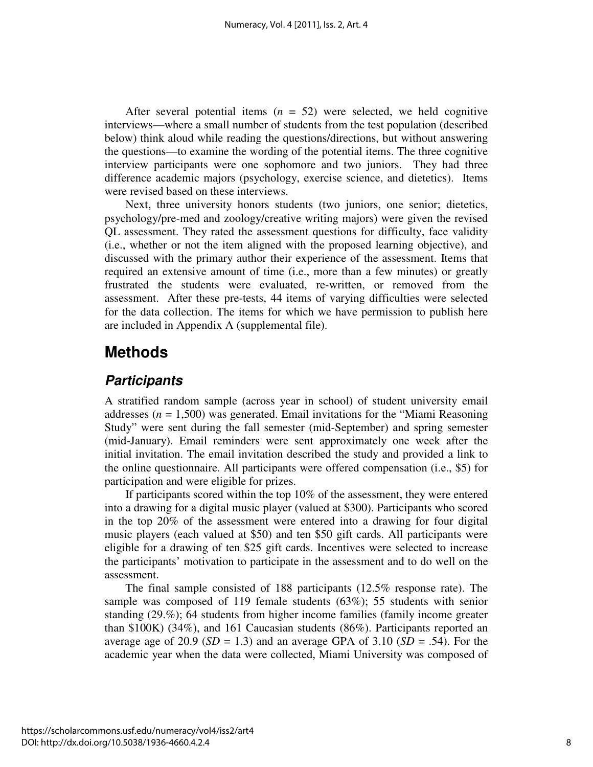After several potential items ($n$ = 52) were selected, we held cognitive interviews—where a small number of students from the test population (described below) think aloud while reading the questions/directions, but without answering the questions—to examine the wording of the potential items. The three cognitive interview participants were one sophomore and two juniors. They had three difference academic majors (psychology, exercise science, and dietetics). Items were revised based on these interviews.

Next, three university honors students (two juniors, one senior; dietetics, psychology/pre-med and zoology/creative writing majors) were given the revised QL assessment. They rated the assessment questions for difficulty, face validity (i.e., whether or not the item aligned with the proposed learning objective), and discussed with the primary author their experience of the assessment. Items that required an extensive amount of time (i.e., more than a few minutes) or greatly frustrated the students were evaluated, re-written, or removed from the assessment. After these pre-tests, 44 items of varying difficulties were selected for the data collection. The items for which we have permission to publish here are included in Appendix A (supplemental file).

# Methods

## *Participants*

A stratified random sample (across year in school) of student university email addresses ($n$ = 1,500) was generated. Email invitations for the "Miami Reasoning Study" were sent during the fall semester (mid-September) and spring semester (mid-January). Email reminders were sent approximately one week after the initial invitation. The email invitation described the study and provided a link to the online questionnaire. All participants were offered compensation (i.e., $5) for participation and were eligible for prizes.

If participants scored within the top 10% of the assessment, they were entered into a drawing for a digital music player (valued at $300). Participants who scored in the top 20% of the assessment were entered into a drawing for four digital music players (each valued at $50) and ten $50 gift cards. All participants were eligible for a drawing of ten $25 gift cards. Incentives were selected to increase the participants' motivation to participate in the assessment and to do well on the assessment.

The final sample consisted of 188 participants (12.5% response rate). The sample was composed of 119 female students (63%); 55 students with senior standing (29.%); 64 students from higher income families (family income greater than $100K) (34%), and 161 Caucasian students (86%). Participants reported an average age of 20.9 ($SD$ = 1.3) and an average GPA of 3.10 ($SD$ = .54). For the academic year when the data were collected, Miami University was composed of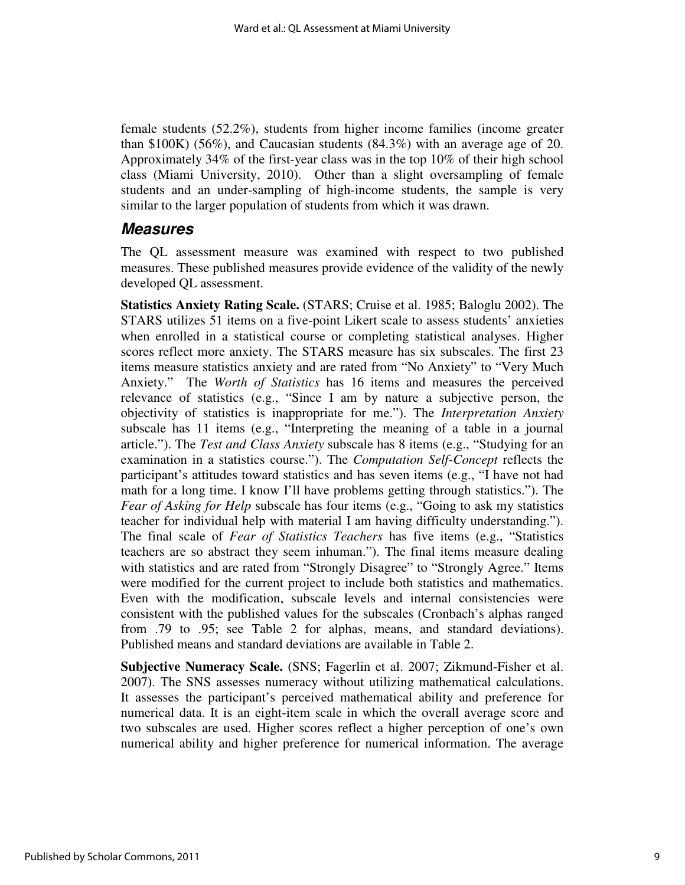female students (52.2%), students from higher income families (income greater than \$100K) (56%), and Caucasian students (84.3%) with an average age of 20. Approximately 34% of the first-year class was in the top 10% of their high school class (Miami University, 2010). Other than a slight oversampling of female students and an under-sampling of high-income students, the sample is very similar to the larger population of students from which it was drawn.

## Measures

The QL assessment measure was examined with respect to two published measures. These published measures provide evidence of the validity of the newly developed QL assessment.

**Statistics Anxiety Rating Scale.** (STARS; Cruise et al. 1985; Baloglu 2002). The STARS utilizes 51 items on a five-point Likert scale to assess students' anxieties when enrolled in a statistical course or completing statistical analyses. Higher scores reflect more anxiety. The STARS measure has six subscales. The first 23 items measure statistics anxiety and are rated from "No Anxiety" to "Very Much Anxiety." The *Worth of Statistics* has 16 items and measures the perceived relevance of statistics (e.g., "Since I am by nature a subjective person, the objectivity of statistics is inappropriate for me."). The *Interpretation Anxiety* subscale has 11 items (e.g., "Interpreting the meaning of a table in a journal article."). The *Test and Class Anxiety* subscale has 8 items (e.g., "Studying for an examination in a statistics course."). The *Computation Self-Concept* reflects the participant's attitudes toward statistics and has seven items (e.g., "I have not had math for a long time. I know I'll have problems getting through statistics."). The *Fear of Asking for Help* subscale has four items (e.g., "Going to ask my statistics teacher for individual help with material I am having difficulty understanding."). The final scale of *Fear of Statistics Teachers* has five items (e.g., "Statistics teachers are so abstract they seem inhuman."). The final items measure dealing with statistics and are rated from "Strongly Disagree" to "Strongly Agree." Items were modified for the current project to include both statistics and mathematics. Even with the modification, subscale levels and internal consistencies were consistent with the published values for the subscales (Cronbach's alphas ranged from .79 to .95; see Table 2 for alphas, means, and standard deviations). Published means and standard deviations are available in Table 2.

**Subjective Numeracy Scale.** (SNS; Fagerlin et al. 2007; Zikmund-Fisher et al. 2007). The SNS assesses numeracy without utilizing mathematical calculations. It assesses the participant's perceived mathematical ability and preference for numerical data. It is an eight-item scale in which the overall average score and two subscales are used. Higher scores reflect a higher perception of one's own numerical ability and higher preference for numerical information. The average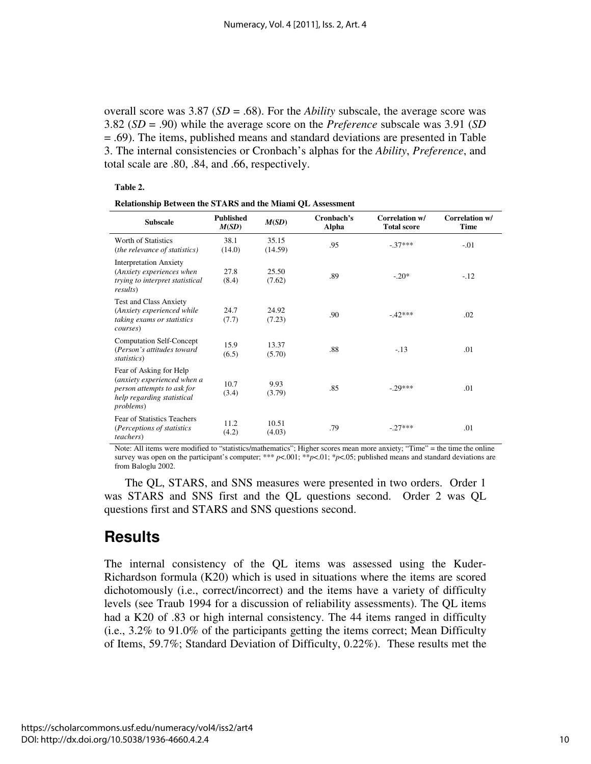overall score was 3.87 ($SD$ = .68). For the *Ability* subscale, the average score was 3.82 ($SD$ = .90) while the average score on the *Preference* subscale was 3.91 ($SD$ = .69). The items, published means and standard deviations are presented in Table 3. The internal consistencies or Cronbach's alphas for the *Ability*, *Preference*, and total scale are .80, .84, and .66, respectively.

**Table 2.**

**Relationship Between the STARS and the Miami QL Assessment**

| Subscale | Published $M(SD)$ | $M(SD)$ | Cronbach's Alpha | Correlation w/ Total score | Correlation w/ Time |
|---|---|---|---|---|---|
| Worth of Statistics (*the relevance of statistics*) | 38.1 (14.0) | 35.15 (14.59) | .95 | -.37*** | -.01 |
| Interpretation Anxiety (*Anxiety experiences when trying to interpret statistical results*) | 27.8 (8.4) | 25.50 (7.62) | .89 | -.20* | -.12 |
| Test and Class Anxiety (*Anxiety experienced while taking exams or statistics courses*) | 24.7 (7.7) | 24.92 (7.23) | .90 | -.42*** | .02 |
| Computation Self-Concept (*Person's attitudes toward statistics*) | 15.9 (6.5) | 13.37 (5.70) | .88 | -.13 | .01 |
| Fear of Asking for Help (*anxiety experienced when a person attempts to ask for help regarding statistical problems*) | 10.7 (3.4) | 9.93 (3.79) | .85 | -.29*** | .01 |
| Fear of Statistics Teachers (*Perceptions of statistics teachers*) | 11.2 (4.2) | 10.51 (4.03) | .79 | -.27*** | .01 |

Note: All items were modified to "statistics/mathematics"; Higher scores mean more anxiety; "Time" = the time the online survey was open on the participant's computer; *** $p<.001$; ** $p<.01$; * $p<.05$; published means and standard deviations are from Baloglu 2002.

The QL, STARS, and SNS measures were presented in two orders. Order 1 was STARS and SNS first and the QL questions second. Order 2 was QL questions first and STARS and SNS questions second.

## Results

The internal consistency of the QL items was assessed using the Kuder-Richardson formula (K20) which is used in situations where the items are scored dichotomously (i.e., correct/incorrect) and the items have a variety of difficulty levels (see Traub 1994 for a discussion of reliability assessments). The QL items had a K20 of .83 or high internal consistency. The 44 items ranged in difficulty (i.e., 3.2% to 91.0% of the participants getting the items correct; Mean Difficulty of Items, 59.7%; Standard Deviation of Difficulty, 0.22%). These results met the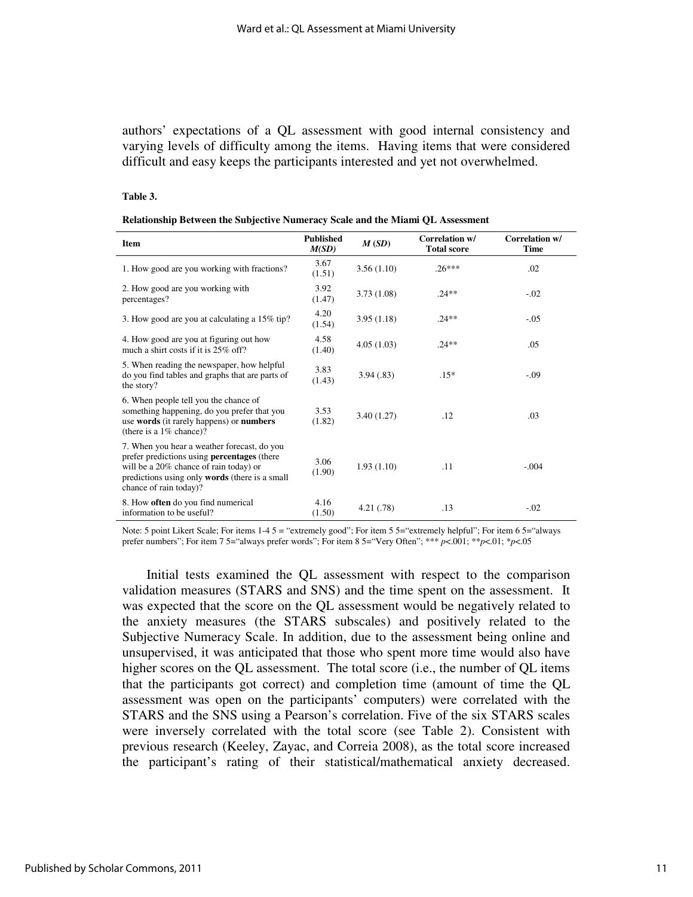authors' expectations of a QL assessment with good internal consistency and varying levels of difficulty among the items. Having items that were considered difficult and easy keeps the participants interested and yet not overwhelmed.

**Table 3.**

**Relationship Between the Subjective Numeracy Scale and the Miami QL Assessment**

| Item | Published *M(SD)* | *M* (*SD*) | Correlation w/ Total score | Correlation w/ Time |
|---|---|---|---|---|
| 1. How good are you working with fractions? | 3.67 (1.51) | 3.56 (1.10) | .26*** | .02 |
| 2. How good are you working with percentages? | 3.92 (1.47) | 3.73 (1.08) | .24** | -.02 |
| 3. How good are you at calculating a 15% tip? | 4.20 (1.54) | 3.95 (1.18) | .24** | -.05 |
| 4. How good are you at figuring out how much a shirt costs if it is 25% off? | 4.58 (1.40) | 4.05 (1.03) | .24** | .05 |
| 5. When reading the newspaper, how helpful do you find tables and graphs that are parts of the story? | 3.83 (1.43) | 3.94 (.83) | .15* | -.09 |
| 6. When people tell you the chance of something happening, do you prefer that you use **words** (it rarely happens) or **numbers** (there is a 1% chance)? | 3.53 (1.82) | 3.40 (1.27) | .12 | .03 |
| 7. When you hear a weather forecast, do you prefer predictions using **percentages** (there will be a 20% chance of rain today) or predictions using only **words** (there is a small chance of rain today)? | 3.06 (1.90) | 1.93 (1.10) | .11 | -.004 |
| 8. How **often** do you find numerical information to be useful? | 4.16 (1.50) | 4.21 (.78) | .13 | -.02 |

Note: 5 point Likert Scale; For items 1-4 5 = "extremely good"; For item 5 5="extremely helpful"; For item 6 5="always prefer numbers"; For item 7 5="always prefer words"; For item 8 5="Very Often"; *** $p<.001$; ** $p<.01$; * $p<.05$

Initial tests examined the QL assessment with respect to the comparison validation measures (STARS and SNS) and the time spent on the assessment. It was expected that the score on the QL assessment would be negatively related to the anxiety measures (the STARS subscales) and positively related to the Subjective Numeracy Scale. In addition, due to the assessment being online and unsupervised, it was anticipated that those who spent more time would also have higher scores on the QL assessment. The total score (i.e., the number of QL items that the participants got correct) and completion time (amount of time the QL assessment was open on the participants' computers) were correlated with the STARS and the SNS using a Pearson's correlation. Five of the six STARS scales were inversely correlated with the total score (see Table 2). Consistent with previous research (Keeley, Zayac, and Correia 2008), as the total score increased the participant's rating of their statistical/mathematical anxiety decreased.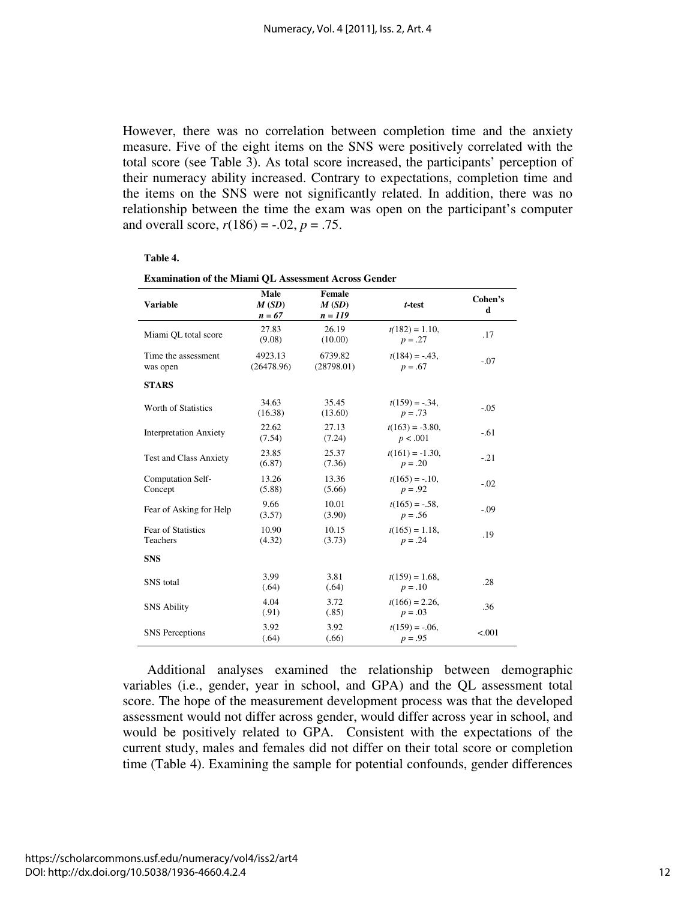However, there was no correlation between completion time and the anxiety measure. Five of the eight items on the SNS were positively correlated with the total score (see Table 3). As total score increased, the participants' perception of their numeracy ability increased. Contrary to expectations, completion time and the items on the SNS were not significantly related. In addition, there was no relationship between the time the exam was open on the participant's computer and overall score, $r(186) = -.02$, $p = .75$.

**Table 4.**

**Examination of the Miami QL Assessment Across Gender**

| Variable | Male $M$ ($SD$) $n = 67$ | Female $M$ ($SD$) $n = 119$ | $t$-test | Cohen's d |
|---|---|---|---|---|
| Miami QL total score | 27.83 (9.08) | 26.19 (10.00) | $t(182) = 1.10$, $p = .27$ | .17 |
| Time the assessment was open | 4923.13 (26478.96) | 6739.82 (28798.01) | $t(184) = -.43$, $p = .67$ | -.07 |
| **STARS** | | | | |
| Worth of Statistics | 34.63 (16.38) | 35.45 (13.60) | $t(159) = -.34$, $p = .73$ | -.05 |
| Interpretation Anxiety | 22.62 (7.54) | 27.13 (7.24) | $t(163) = -3.80$, $p < .001$ | -.61 |
| Test and Class Anxiety | 23.85 (6.87) | 25.37 (7.36) | $t(161) = -1.30$, $p = .20$ | -.21 |
| Computation Self-Concept | 13.26 (5.88) | 13.36 (5.66) | $t(165) = -.10$, $p = .92$ | -.02 |
| Fear of Asking for Help | 9.66 (3.57) | 10.01 (3.90) | $t(165) = -.58$, $p = .56$ | -.09 |
| Fear of Statistics Teachers | 10.90 (4.32) | 10.15 (3.73) | $t(165) = 1.18$, $p = .24$ | .19 |
| **SNS** | | | | |
| SNS total | 3.99 (.64) | 3.81 (.64) | $t(159) = 1.68$, $p = .10$ | .28 |
| SNS Ability | 4.04 (.91) | 3.72 (.85) | $t(166) = 2.26$, $p = .03$ | .36 |
| SNS Perceptions | 3.92 (.64) | 3.92 (.66) | $t(159) = -.06$, $p = .95$ | <.001 |

Additional analyses examined the relationship between demographic variables (i.e., gender, year in school, and GPA) and the QL assessment total score. The hope of the measurement development process was that the developed assessment would not differ across gender, would differ across year in school, and would be positively related to GPA. Consistent with the expectations of the current study, males and females did not differ on their total score or completion time (Table 4). Examining the sample for potential confounds, gender differences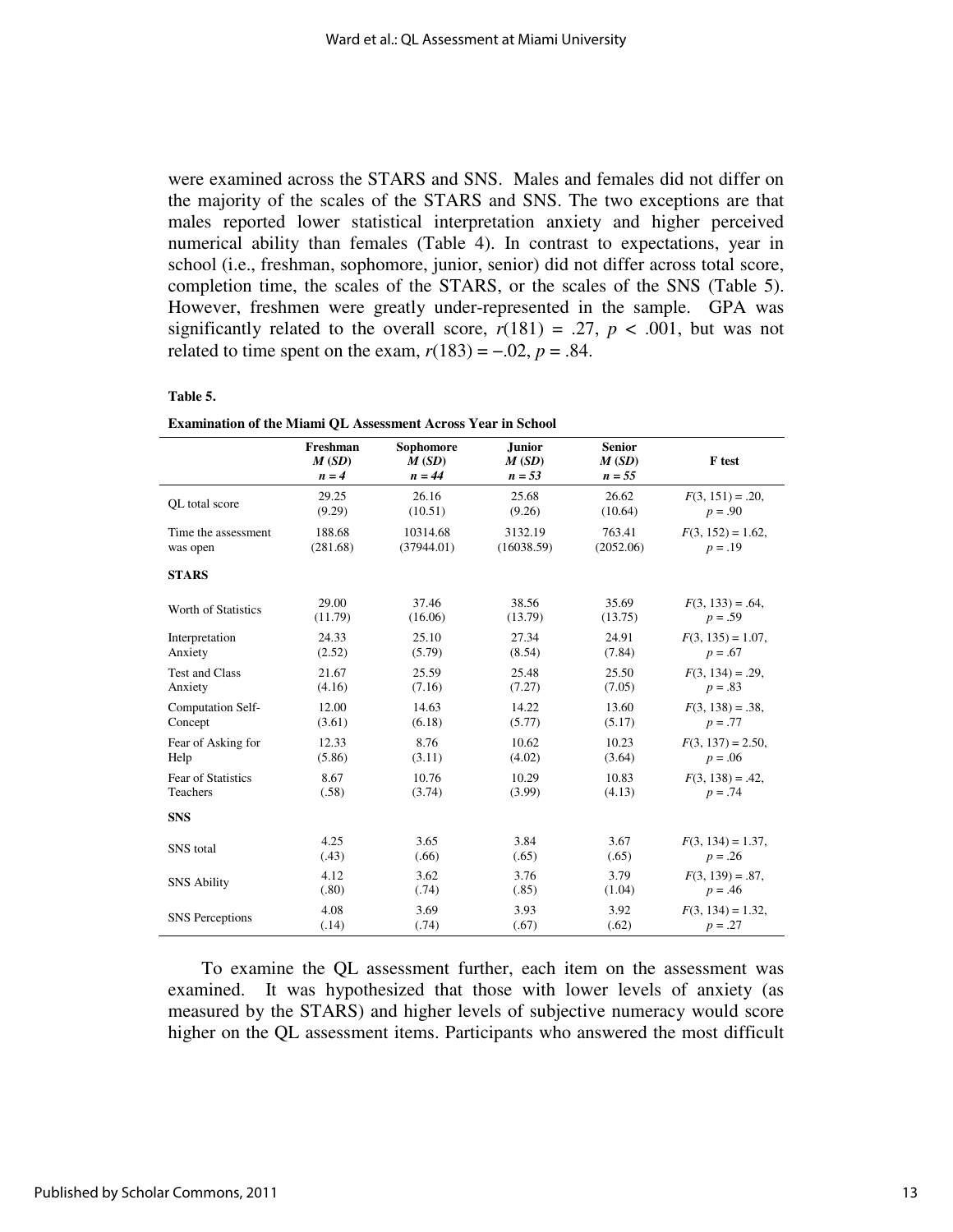were examined across the STARS and SNS. Males and females did not differ on the majority of the scales of the STARS and SNS. The two exceptions are that males reported lower statistical interpretation anxiety and higher perceived numerical ability than females (Table 4). In contrast to expectations, year in school (i.e., freshman, sophomore, junior, senior) did not differ across total score, completion time, the scales of the STARS, or the scales of the SNS (Table 5). However, freshmen were greatly under-represented in the sample. GPA was significantly related to the overall score, $r(181) = .27$, $p < .001$, but was not related to time spent on the exam, $r(183) = -.02$, $p = .84$.

**Table 5.**

**Examination of the Miami QL Assessment Across Year in School**

| | Freshman *M* (*SD*) *n* = 4 | Sophomore *M* (*SD*) *n* = 44 | Junior *M* (*SD*) *n* = 53 | Senior *M* (*SD*) *n* = 55 | F test |
|---|---|---|---|---|---|
| QL total score | 29.25 (9.29) | 26.16 (10.51) | 25.68 (9.26) | 26.62 (10.64) | $F(3, 151) = .20$, $p = .90$ |
| Time the assessment was open | 188.68 (281.68) | 10314.68 (37944.01) | 3132.19 (16038.59) | 763.41 (2052.06) | $F(3, 152) = 1.62$, $p = .19$ |
| **STARS** | | | | | |
| Worth of Statistics | 29.00 (11.79) | 37.46 (16.06) | 38.56 (13.79) | 35.69 (13.75) | $F(3, 133) = .64$, $p = .59$ |
| Interpretation Anxiety | 24.33 (2.52) | 25.10 (5.79) | 27.34 (8.54) | 24.91 (7.84) | $F(3, 135) = 1.07$, $p = .67$ |
| Test and Class Anxiety | 21.67 (4.16) | 25.59 (7.16) | 25.48 (7.27) | 25.50 (7.05) | $F(3, 134) = .29$, $p = .83$ |
| Computation Self-Concept | 12.00 (3.61) | 14.63 (6.18) | 14.22 (5.77) | 13.60 (5.17) | $F(3, 138) = .38$, $p = .77$ |
| Fear of Asking for Help | 12.33 (5.86) | 8.76 (3.11) | 10.62 (4.02) | 10.23 (3.64) | $F(3, 137) = 2.50$, $p = .06$ |
| Fear of Statistics Teachers | 8.67 (.58) | 10.76 (3.74) | 10.29 (3.99) | 10.83 (4.13) | $F(3, 138) = .42$, $p = .74$ |
| **SNS** | | | | | |
| SNS total | 4.25 (.43) | 3.65 (.66) | 3.84 (.65) | 3.67 (.65) | $F(3, 134) = 1.37$, $p = .26$ |
| SNS Ability | 4.12 (.80) | 3.62 (.74) | 3.76 (.85) | 3.79 (1.04) | $F(3, 139) = .87$, $p = .46$ |
| SNS Perceptions | 4.08 (.14) | 3.69 (.74) | 3.93 (.67) | 3.92 (.62) | $F(3, 134) = 1.32$, $p = .27$ |

To examine the QL assessment further, each item on the assessment was examined. It was hypothesized that those with lower levels of anxiety (as measured by the STARS) and higher levels of subjective numeracy would score higher on the QL assessment items. Participants who answered the most difficult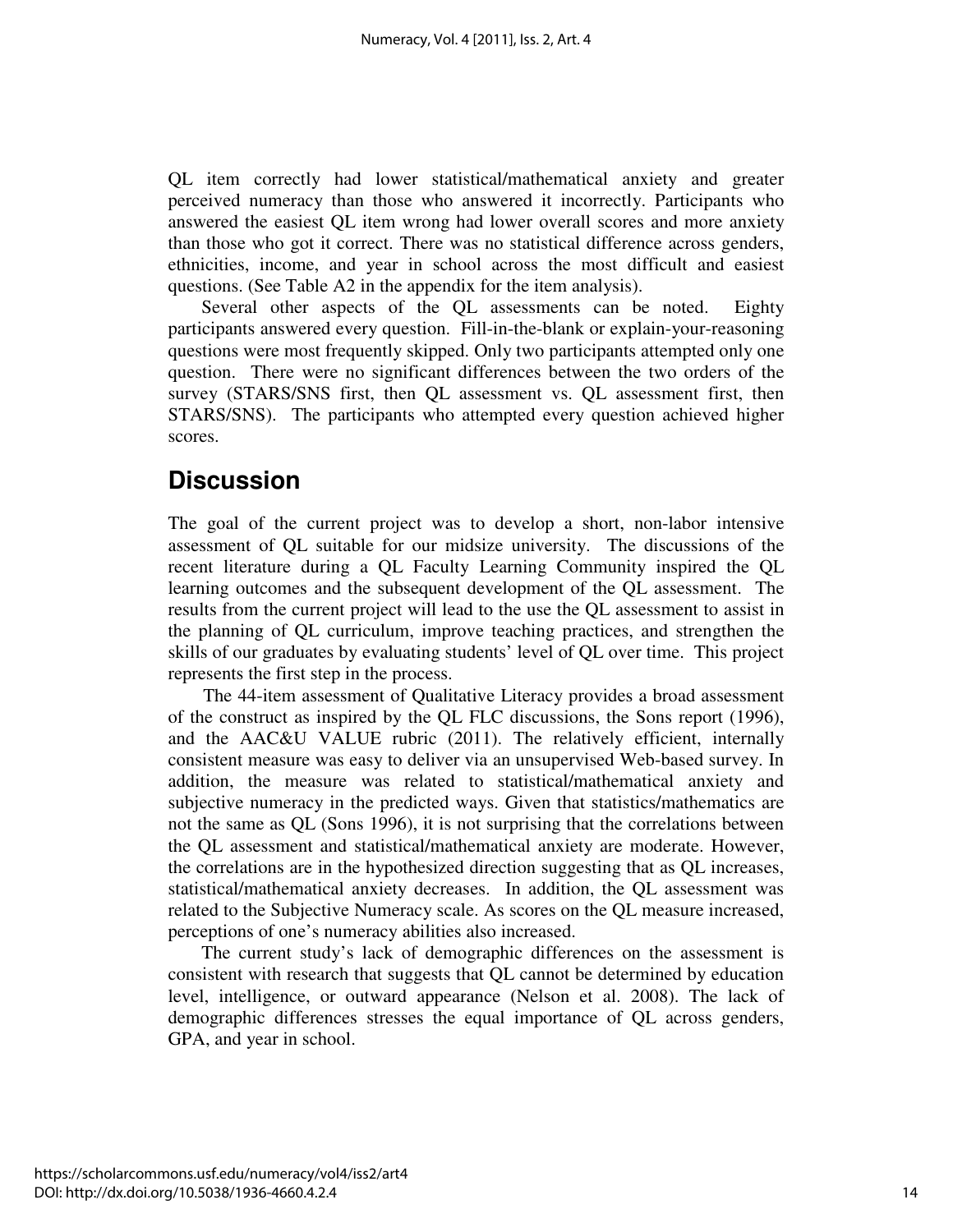QL item correctly had lower statistical/mathematical anxiety and greater perceived numeracy than those who answered it incorrectly. Participants who answered the easiest QL item wrong had lower overall scores and more anxiety than those who got it correct. There was no statistical difference across genders, ethnicities, income, and year in school across the most difficult and easiest questions. (See Table A2 in the appendix for the item analysis).

Several other aspects of the QL assessments can be noted. Eighty participants answered every question. Fill-in-the-blank or explain-your-reasoning questions were most frequently skipped. Only two participants attempted only one question. There were no significant differences between the two orders of the survey (STARS/SNS first, then QL assessment vs. QL assessment first, then STARS/SNS). The participants who attempted every question achieved higher scores.

## Discussion

The goal of the current project was to develop a short, non-labor intensive assessment of QL suitable for our midsize university. The discussions of the recent literature during a QL Faculty Learning Community inspired the QL learning outcomes and the subsequent development of the QL assessment. The results from the current project will lead to the use the QL assessment to assist in the planning of QL curriculum, improve teaching practices, and strengthen the skills of our graduates by evaluating students' level of QL over time. This project represents the first step in the process.

The 44-item assessment of Qualitative Literacy provides a broad assessment of the construct as inspired by the QL FLC discussions, the Sons report (1996), and the AAC&U VALUE rubric (2011). The relatively efficient, internally consistent measure was easy to deliver via an unsupervised Web-based survey. In addition, the measure was related to statistical/mathematical anxiety and subjective numeracy in the predicted ways. Given that statistics/mathematics are not the same as QL (Sons 1996), it is not surprising that the correlations between the QL assessment and statistical/mathematical anxiety are moderate. However, the correlations are in the hypothesized direction suggesting that as QL increases, statistical/mathematical anxiety decreases. In addition, the QL assessment was related to the Subjective Numeracy scale. As scores on the QL measure increased, perceptions of one's numeracy abilities also increased.

The current study's lack of demographic differences on the assessment is consistent with research that suggests that QL cannot be determined by education level, intelligence, or outward appearance (Nelson et al. 2008). The lack of demographic differences stresses the equal importance of QL across genders, GPA, and year in school.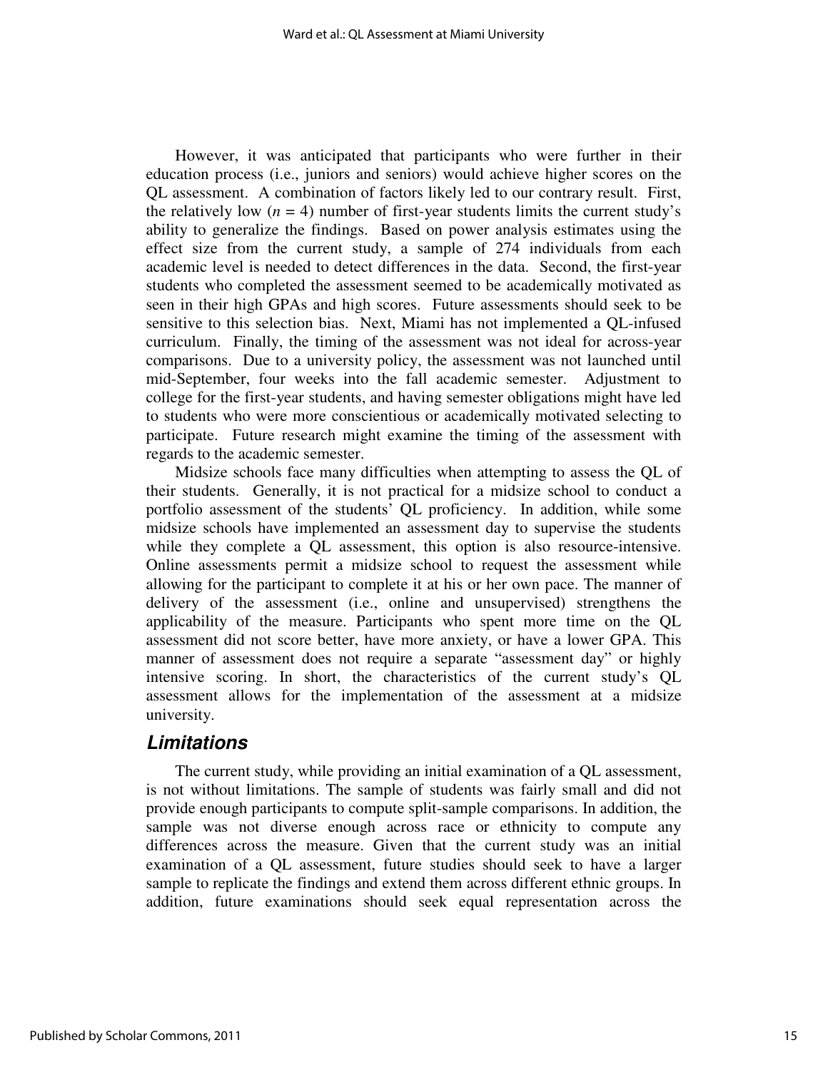However, it was anticipated that participants who were further in their education process (i.e., juniors and seniors) would achieve higher scores on the QL assessment. A combination of factors likely led to our contrary result. First, the relatively low ($n = 4$) number of first-year students limits the current study's ability to generalize the findings. Based on power analysis estimates using the effect size from the current study, a sample of 274 individuals from each academic level is needed to detect differences in the data. Second, the first-year students who completed the assessment seemed to be academically motivated as seen in their high GPAs and high scores. Future assessments should seek to be sensitive to this selection bias. Next, Miami has not implemented a QL-infused curriculum. Finally, the timing of the assessment was not ideal for across-year comparisons. Due to a university policy, the assessment was not launched until mid-September, four weeks into the fall academic semester. Adjustment to college for the first-year students, and having semester obligations might have led to students who were more conscientious or academically motivated selecting to participate. Future research might examine the timing of the assessment with regards to the academic semester.

Midsize schools face many difficulties when attempting to assess the QL of their students. Generally, it is not practical for a midsize school to conduct a portfolio assessment of the students' QL proficiency. In addition, while some midsize schools have implemented an assessment day to supervise the students while they complete a QL assessment, this option is also resource-intensive. Online assessments permit a midsize school to request the assessment while allowing for the participant to complete it at his or her own pace. The manner of delivery of the assessment (i.e., online and unsupervised) strengthens the applicability of the measure. Participants who spent more time on the QL assessment did not score better, have more anxiety, or have a lower GPA. This manner of assessment does not require a separate "assessment day" or highly intensive scoring. In short, the characteristics of the current study's QL assessment allows for the implementation of the assessment at a midsize university.

## *Limitations*

The current study, while providing an initial examination of a QL assessment, is not without limitations. The sample of students was fairly small and did not provide enough participants to compute split-sample comparisons. In addition, the sample was not diverse enough across race or ethnicity to compute any differences across the measure. Given that the current study was an initial examination of a QL assessment, future studies should seek to have a larger sample to replicate the findings and extend them across different ethnic groups. In addition, future examinations should seek equal representation across the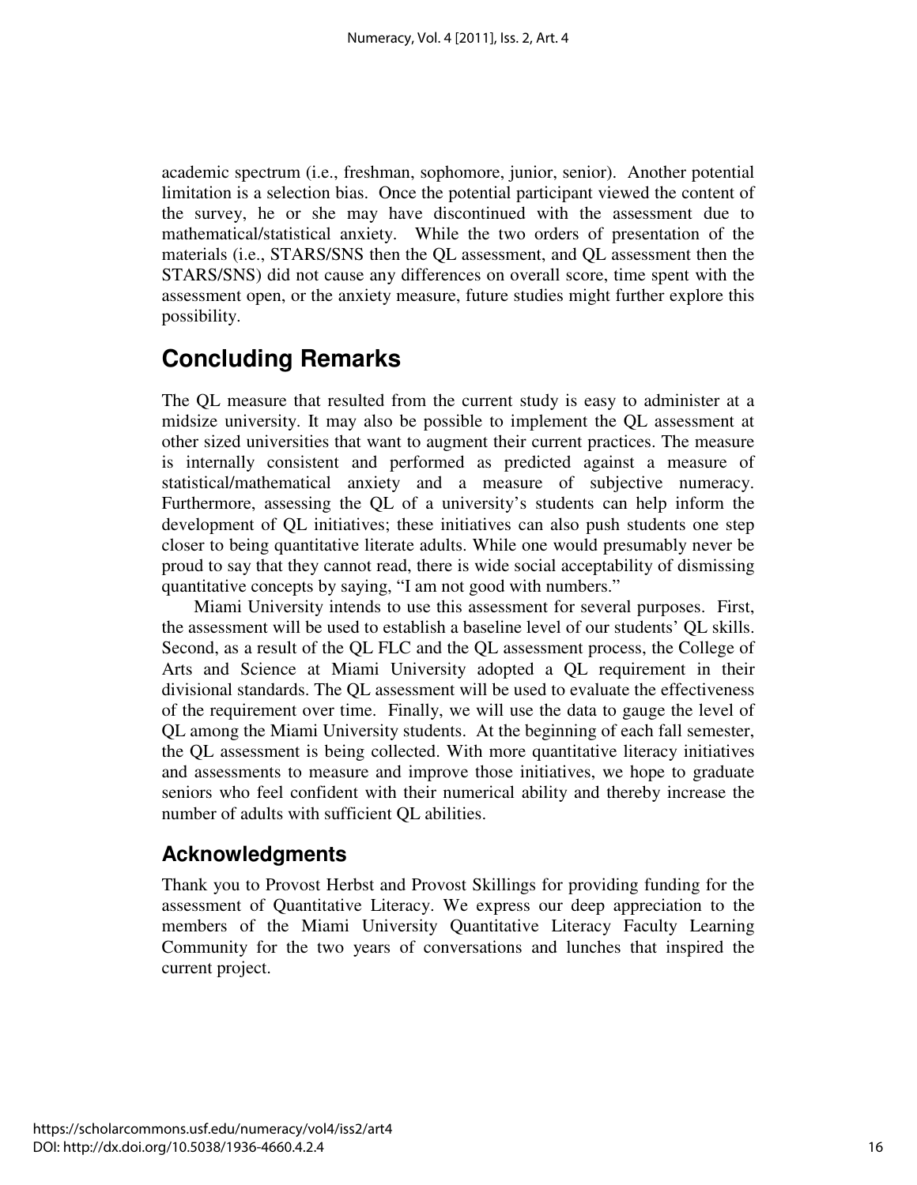academic spectrum (i.e., freshman, sophomore, junior, senior). Another potential limitation is a selection bias. Once the potential participant viewed the content of the survey, he or she may have discontinued with the assessment due to mathematical/statistical anxiety. While the two orders of presentation of the materials (i.e., STARS/SNS then the QL assessment, and QL assessment then the STARS/SNS) did not cause any differences on overall score, time spent with the assessment open, or the anxiety measure, future studies might further explore this possibility.

## Concluding Remarks

The QL measure that resulted from the current study is easy to administer at a midsize university. It may also be possible to implement the QL assessment at other sized universities that want to augment their current practices. The measure is internally consistent and performed as predicted against a measure of statistical/mathematical anxiety and a measure of subjective numeracy. Furthermore, assessing the QL of a university's students can help inform the development of QL initiatives; these initiatives can also push students one step closer to being quantitative literate adults. While one would presumably never be proud to say that they cannot read, there is wide social acceptability of dismissing quantitative concepts by saying, "I am not good with numbers."

Miami University intends to use this assessment for several purposes. First, the assessment will be used to establish a baseline level of our students' QL skills. Second, as a result of the QL FLC and the QL assessment process, the College of Arts and Science at Miami University adopted a QL requirement in their divisional standards. The QL assessment will be used to evaluate the effectiveness of the requirement over time. Finally, we will use the data to gauge the level of QL among the Miami University students. At the beginning of each fall semester, the QL assessment is being collected. With more quantitative literacy initiatives and assessments to measure and improve those initiatives, we hope to graduate seniors who feel confident with their numerical ability and thereby increase the number of adults with sufficient QL abilities.

### Acknowledgments

Thank you to Provost Herbst and Provost Skillings for providing funding for the assessment of Quantitative Literacy. We express our deep appreciation to the members of the Miami University Quantitative Literacy Faculty Learning Community for the two years of conversations and lunches that inspired the current project.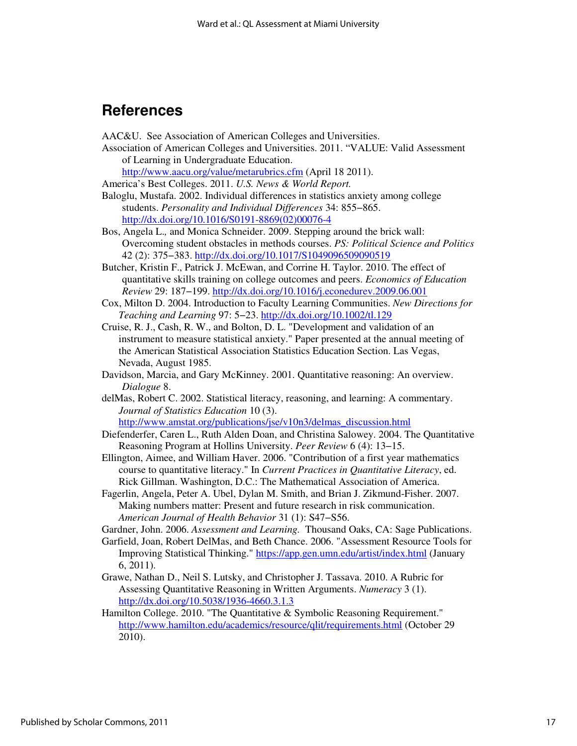## References

AAC&U. See Association of American Colleges and Universities.

Association of American Colleges and Universities. 2011. "VALUE: Valid Assessment of Learning in Undergraduate Education. http://www.aacu.org/value/metarubrics.cfm (April 18 2011).

America's Best Colleges. 2011. *U.S. News & World Report.*

Baloglu, Mustafa. 2002. Individual differences in statistics anxiety among college students. *Personality and Individual Differences* 34: 855–865. http://dx.doi.org/10.1016/S0191-8869(02)00076-4

Bos, Angela L., and Monica Schneider. 2009. Stepping around the brick wall: Overcoming student obstacles in methods courses. *PS: Political Science and Politics* 42 (2): 375–383. http://dx.doi.org/10.1017/S1049096509090519

Butcher, Kristin F., Patrick J. McEwan, and Corrine H. Taylor. 2010. The effect of quantitative skills training on college outcomes and peers. *Economics of Education Review* 29: 187–199. http://dx.doi.org/10.1016/j.econedurev.2009.06.001

Cox, Milton D. 2004. Introduction to Faculty Learning Communities. *New Directions for Teaching and Learning* 97: 5–23. http://dx.doi.org/10.1002/tl.129

Cruise, R. J., Cash, R. W., and Bolton, D. L. "Development and validation of an instrument to measure statistical anxiety." Paper presented at the annual meeting of the American Statistical Association Statistics Education Section. Las Vegas, Nevada, August 1985.

Davidson, Marcia, and Gary McKinney. 2001. Quantitative reasoning: An overview. *Dialogue* 8.

delMas, Robert C. 2002. Statistical literacy, reasoning, and learning: A commentary. *Journal of Statistics Education* 10 (3). http://www.amstat.org/publications/jse/v10n3/delmas_discussion.html

Diefenderfer, Caren L., Ruth Alden Doan, and Christina Salowey. 2004. The Quantitative Reasoning Program at Hollins University. *Peer Review* 6 (4): 13–15.

Ellington, Aimee, and William Haver. 2006. "Contribution of a first year mathematics course to quantitative literacy." In *Current Practices in Quantitative Literacy*, ed. Rick Gillman. Washington, D.C.: The Mathematical Association of America.

Fagerlin, Angela, Peter A. Ubel, Dylan M. Smith, and Brian J. Zikmund-Fisher. 2007. Making numbers matter: Present and future research in risk communication. *American Journal of Health Behavior* 31 (1): S47–S56.

Gardner, John. 2006. *Assessment and Learning.* Thousand Oaks, CA: Sage Publications.

Garfield, Joan, Robert DelMas, and Beth Chance. 2006. "Assessment Resource Tools for Improving Statistical Thinking." https://app.gen.umn.edu/artist/index.html (January 6, 2011).

Grawe, Nathan D., Neil S. Lutsky, and Christopher J. Tassava. 2010. A Rubric for Assessing Quantitative Reasoning in Written Arguments. *Numeracy* 3 (1). http://dx.doi.org/10.5038/1936-4660.3.1.3

Hamilton College. 2010. "The Quantitative & Symbolic Reasoning Requirement." http://www.hamilton.edu/academics/resource/qlit/requirements.html (October 29 2010).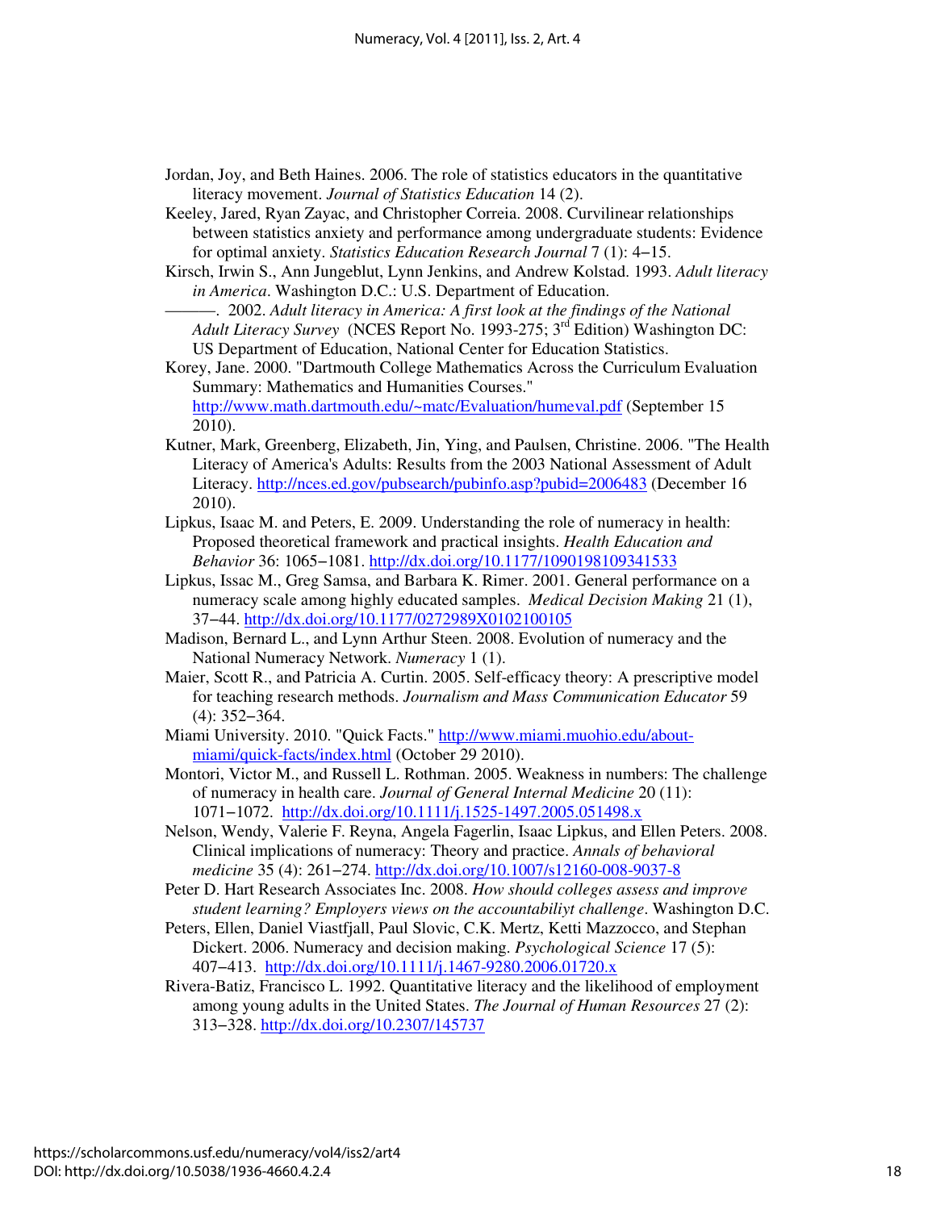Jordan, Joy, and Beth Haines. 2006. The role of statistics educators in the quantitative literacy movement. *Journal of Statistics Education* 14 (2).

Keeley, Jared, Ryan Zayac, and Christopher Correia. 2008. Curvilinear relationships between statistics anxiety and performance among undergraduate students: Evidence for optimal anxiety. *Statistics Education Research Journal* 7 (1): 4−15.

Kirsch, Irwin S., Ann Jungeblut, Lynn Jenkins, and Andrew Kolstad. 1993. *Adult literacy in America*. Washington D.C.: U.S. Department of Education.

———. 2002. *Adult literacy in America: A first look at the findings of the National Adult Literacy Survey* (NCES Report No. 1993-275; 3rd Edition) Washington DC: US Department of Education, National Center for Education Statistics.

Korey, Jane. 2000. "Dartmouth College Mathematics Across the Curriculum Evaluation Summary: Mathematics and Humanities Courses." http://www.math.dartmouth.edu/~matc/Evaluation/humeval.pdf (September 15 2010).

Kutner, Mark, Greenberg, Elizabeth, Jin, Ying, and Paulsen, Christine. 2006. "The Health Literacy of America's Adults: Results from the 2003 National Assessment of Adult Literacy. http://nces.ed.gov/pubsearch/pubinfo.asp?pubid=2006483 (December 16 2010).

Lipkus, Isaac M. and Peters, E. 2009. Understanding the role of numeracy in health: Proposed theoretical framework and practical insights. *Health Education and Behavior* 36: 1065−1081. http://dx.doi.org/10.1177/1090198109341533

Lipkus, Issac M., Greg Samsa, and Barbara K. Rimer. 2001. General performance on a numeracy scale among highly educated samples. *Medical Decision Making* 21 (1), 37−44. http://dx.doi.org/10.1177/0272989X0102100105

Madison, Bernard L., and Lynn Arthur Steen. 2008. Evolution of numeracy and the National Numeracy Network. *Numeracy* 1 (1).

Maier, Scott R., and Patricia A. Curtin. 2005. Self-efficacy theory: A prescriptive model for teaching research methods. *Journalism and Mass Communication Educator* 59 (4): 352−364.

Miami University. 2010. "Quick Facts." http://www.miami.muohio.edu/about-miami/quick-facts/index.html (October 29 2010).

Montori, Victor M., and Russell L. Rothman. 2005. Weakness in numbers: The challenge of numeracy in health care. *Journal of General Internal Medicine* 20 (11): 1071−1072. http://dx.doi.org/10.1111/j.1525-1497.2005.051498.x

Nelson, Wendy, Valerie F. Reyna, Angela Fagerlin, Isaac Lipkus, and Ellen Peters. 2008. Clinical implications of numeracy: Theory and practice. *Annals of behavioral medicine* 35 (4): 261−274. http://dx.doi.org/10.1007/s12160-008-9037-8

Peter D. Hart Research Associates Inc. 2008. *How should colleges assess and improve student learning? Employers views on the accountabiliyt challenge*. Washington D.C.

Peters, Ellen, Daniel Viastfjall, Paul Slovic, C.K. Mertz, Ketti Mazzocco, and Stephan Dickert. 2006. Numeracy and decision making. *Psychological Science* 17 (5): 407−413. http://dx.doi.org/10.1111/j.1467-9280.2006.01720.x

Rivera-Batiz, Francisco L. 1992. Quantitative literacy and the likelihood of employment among young adults in the United States. *The Journal of Human Resources* 27 (2): 313−328. http://dx.doi.org/10.2307/145737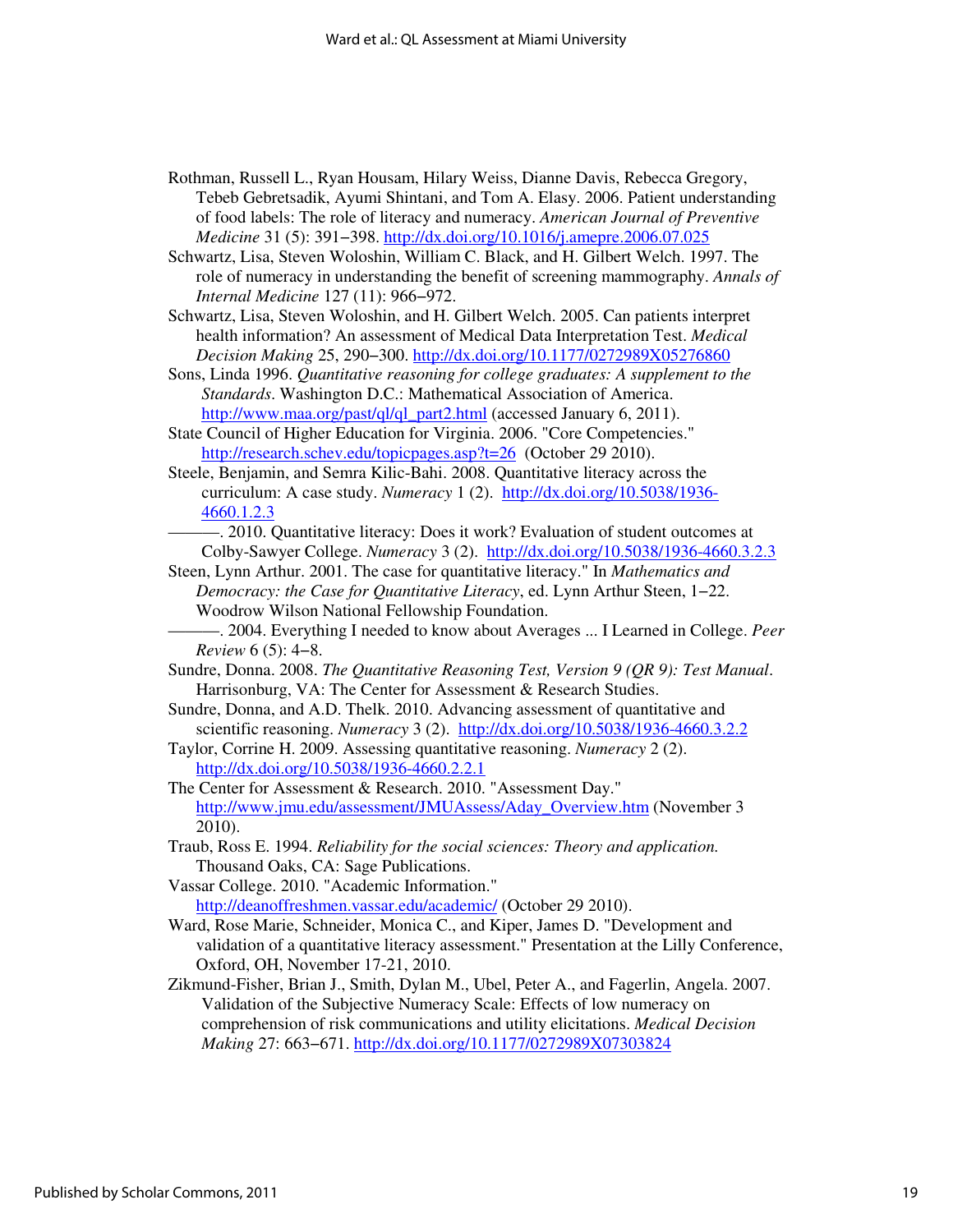Rothman, Russell L., Ryan Housam, Hilary Weiss, Dianne Davis, Rebecca Gregory, Tebeb Gebretsadik, Ayumi Shintani, and Tom A. Elasy. 2006. Patient understanding of food labels: The role of literacy and numeracy. *American Journal of Preventive Medicine* 31 (5): 391‒398. http://dx.doi.org/10.1016/j.amepre.2006.07.025

Schwartz, Lisa, Steven Woloshin, William C. Black, and H. Gilbert Welch. 1997. The role of numeracy in understanding the benefit of screening mammography. *Annals of Internal Medicine* 127 (11): 966‒972.

Schwartz, Lisa, Steven Woloshin, and H. Gilbert Welch. 2005. Can patients interpret health information? An assessment of Medical Data Interpretation Test. *Medical Decision Making* 25, 290‒300. http://dx.doi.org/10.1177/0272989X05276860

Sons, Linda 1996. *Quantitative reasoning for college graduates: A supplement to the Standards*. Washington D.C.: Mathematical Association of America. http://www.maa.org/past/ql/ql_part2.html (accessed January 6, 2011).

State Council of Higher Education for Virginia. 2006. "Core Competencies." http://research.schev.edu/topicpages.asp?t=26 (October 29 2010).

Steele, Benjamin, and Semra Kilic-Bahi. 2008. Quantitative literacy across the curriculum: A case study. *Numeracy* 1 (2). http://dx.doi.org/10.5038/1936-4660.1.2.3

———. 2010. Quantitative literacy: Does it work? Evaluation of student outcomes at Colby-Sawyer College. *Numeracy* 3 (2). http://dx.doi.org/10.5038/1936-4660.3.2.3

Steen, Lynn Arthur. 2001. The case for quantitative literacy." In *Mathematics and Democracy: the Case for Quantitative Literacy*, ed. Lynn Arthur Steen, 1‒22. Woodrow Wilson National Fellowship Foundation.

———. 2004. Everything I needed to know about Averages ... I Learned in College. *Peer Review* 6 (5): 4‒8.

Sundre, Donna. 2008. *The Quantitative Reasoning Test, Version 9 (QR 9): Test Manual*. Harrisonburg, VA: The Center for Assessment & Research Studies.

Sundre, Donna, and A.D. Thelk. 2010. Advancing assessment of quantitative and scientific reasoning. *Numeracy* 3 (2). http://dx.doi.org/10.5038/1936-4660.3.2.2

Taylor, Corrine H. 2009. Assessing quantitative reasoning. *Numeracy* 2 (2). http://dx.doi.org/10.5038/1936-4660.2.2.1

The Center for Assessment & Research. 2010. "Assessment Day." http://www.jmu.edu/assessment/JMUAssess/Aday_Overview.htm (November 3 2010).

Traub, Ross E. 1994. *Reliability for the social sciences: Theory and application.* Thousand Oaks, CA: Sage Publications.

Vassar College. 2010. "Academic Information." http://deanoffreshmen.vassar.edu/academic/ (October 29 2010).

Ward, Rose Marie, Schneider, Monica C., and Kiper, James D. "Development and validation of a quantitative literacy assessment." Presentation at the Lilly Conference, Oxford, OH, November 17-21, 2010.

Zikmund-Fisher, Brian J., Smith, Dylan M., Ubel, Peter A., and Fagerlin, Angela. 2007. Validation of the Subjective Numeracy Scale: Effects of low numeracy on comprehension of risk communications and utility elicitations. *Medical Decision Making* 27: 663‒671. http://dx.doi.org/10.1177/0272989X07303824